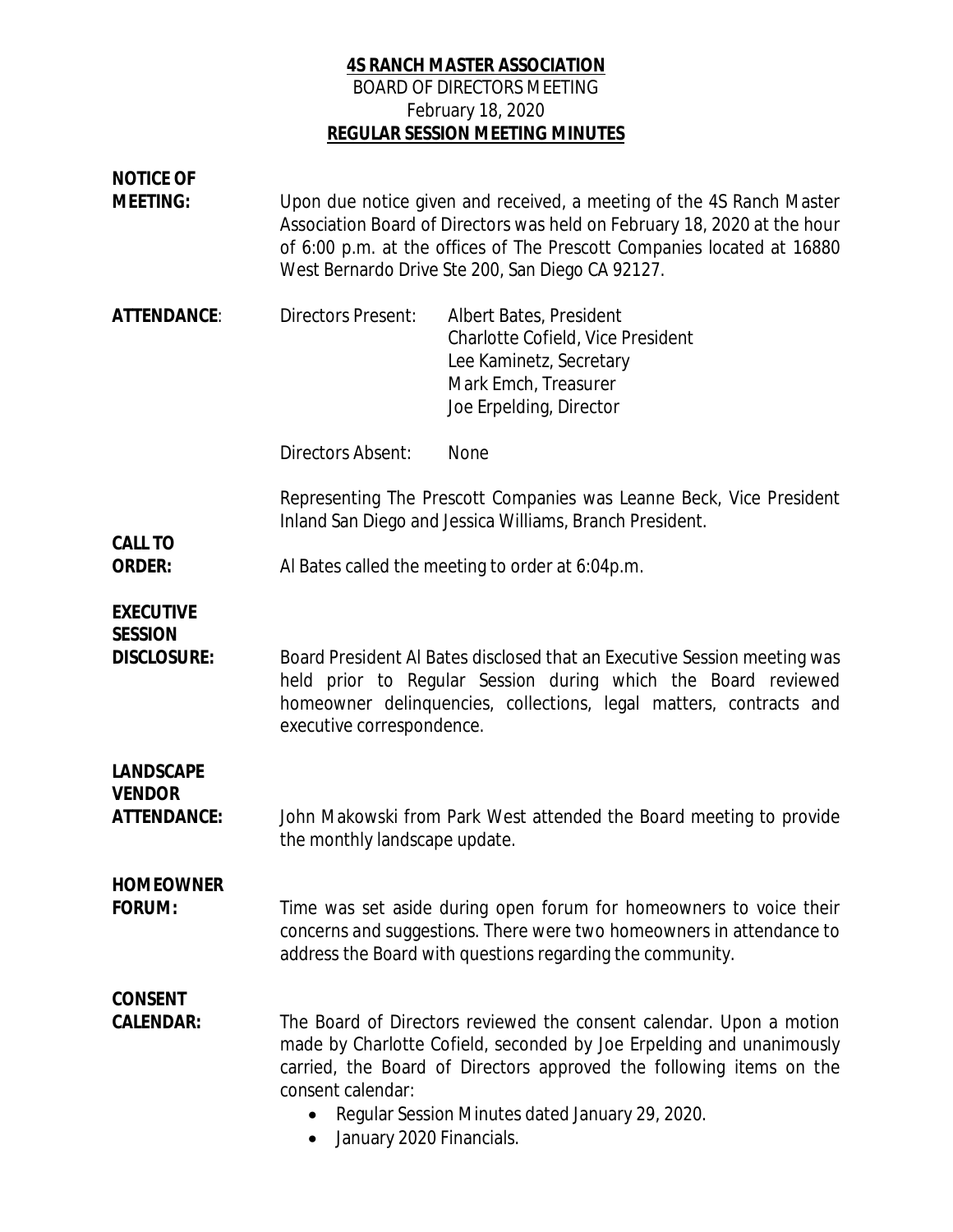**4S RANCH MASTER ASSOCIATION**

BOARD OF DIRECTORS MEETING

February 18, 2020

**REGULAR SESSION MEETING MINUTES**

**NOTICE OF MEETING:** Upon due notice given and received, a meeting of the 4S Ranch Master Association Board of Directors was held on February 18, 2020 at the hour of 6:00 p.m. at the offices of The Prescott Companies located at 16880 West Bernardo Drive Ste 200, San Diego CA 92127.

**ATTENDANCE**: Directors Present:

- Albert Bates, President
- Charlotte Cofield, Vice President
- Lee Kaminetz, Secretary
- Mark Emch, Treasurer
- Joe Erpelding, Director

Directors Absent: None

Representing The Prescott Companies was Leanne Beck, Vice President Inland San Diego and Jessica Williams, Branch President.

**CALL TO ORDER:** Al Bates called the meeting to order at 6:04p.m.

**EXECUTIVE SESSION DISCLOSURE:** Board President Al Bates disclosed that an Executive Session meeting was held prior to Regular Session during which the Board reviewed homeowner delinquencies, collections, legal matters, contracts and executive correspondence.

**LANDSCAPE VENDOR ATTENDANCE:** John Makowski from Park West attended the Board meeting to provide the monthly landscape update.

**HOMEOWNER FORUM:** Time was set aside during open forum for homeowners to voice their concerns and suggestions. There were two homeowners in attendance to address the Board with questions regarding the community.

**CONSENT CALENDAR:** The Board of Directors reviewed the consent calendar. Upon a motion made by Charlotte Cofield, seconded by Joe Erpelding and unanimously carried, the Board of Directors approved the following items on the consent calendar:

- Regular Session Minutes dated January 29, 2020.
- January 2020 Financials.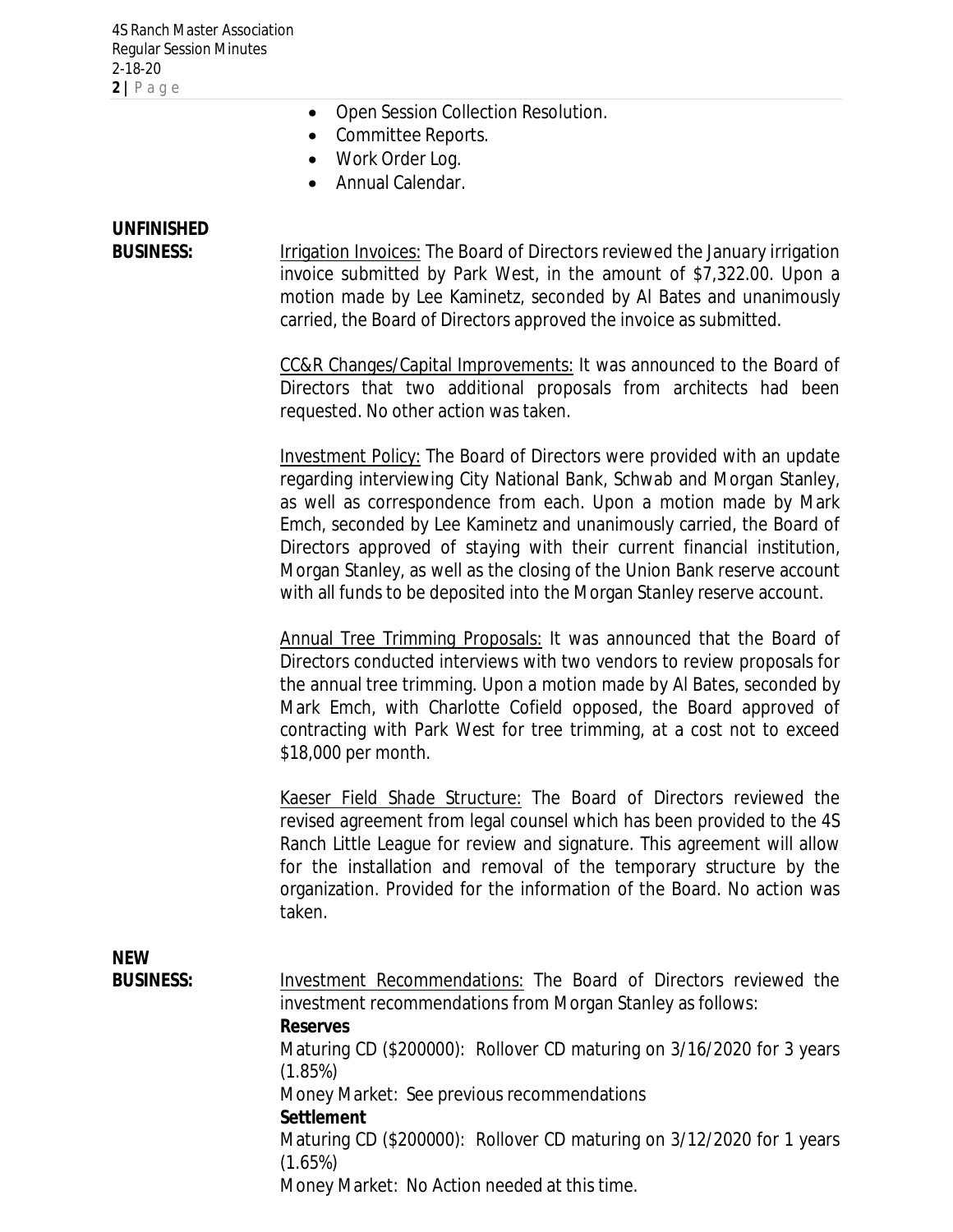- Open Session Collection Resolution.
- Committee Reports.
- Work Order Log.
- Annual Calendar.

**UNFINISHED BUSINESS:**

Irrigation Invoices: The Board of Directors reviewed the January irrigation invoice submitted by Park West, in the amount of $7,322.00. Upon a motion made by Lee Kaminetz, seconded by Al Bates and unanimously carried, the Board of Directors approved the invoice as submitted.

CC&R Changes/Capital Improvements: It was announced to the Board of Directors that two additional proposals from architects had been requested. No other action was taken.

Investment Policy: The Board of Directors were provided with an update regarding interviewing City National Bank, Schwab and Morgan Stanley, as well as correspondence from each. Upon a motion made by Mark Emch, seconded by Lee Kaminetz and unanimously carried, the Board of Directors approved of staying with their current financial institution, Morgan Stanley, as well as the closing of the Union Bank reserve account with all funds to be deposited into the Morgan Stanley reserve account.

Annual Tree Trimming Proposals: It was announced that the Board of Directors conducted interviews with two vendors to review proposals for the annual tree trimming. Upon a motion made by Al Bates, seconded by Mark Emch, with Charlotte Cofield opposed, the Board approved of contracting with Park West for tree trimming, at a cost not to exceed $18,000 per month.

Kaeser Field Shade Structure: The Board of Directors reviewed the revised agreement from legal counsel which has been provided to the 4S Ranch Little League for review and signature. This agreement will allow for the installation and removal of the temporary structure by the organization. Provided for the information of the Board. No action was taken.

**NEW BUSINESS:**

Investment Recommendations: The Board of Directors reviewed the investment recommendations from Morgan Stanley as follows:

**Reserves**

Maturing CD ($200000): Rollover CD maturing on 3/16/2020 for 3 years (1.85%)

Money Market: See previous recommendations

**Settlement**

Maturing CD ($200000): Rollover CD maturing on 3/12/2020 for 1 years (1.65%)

Money Market: No Action needed at this time.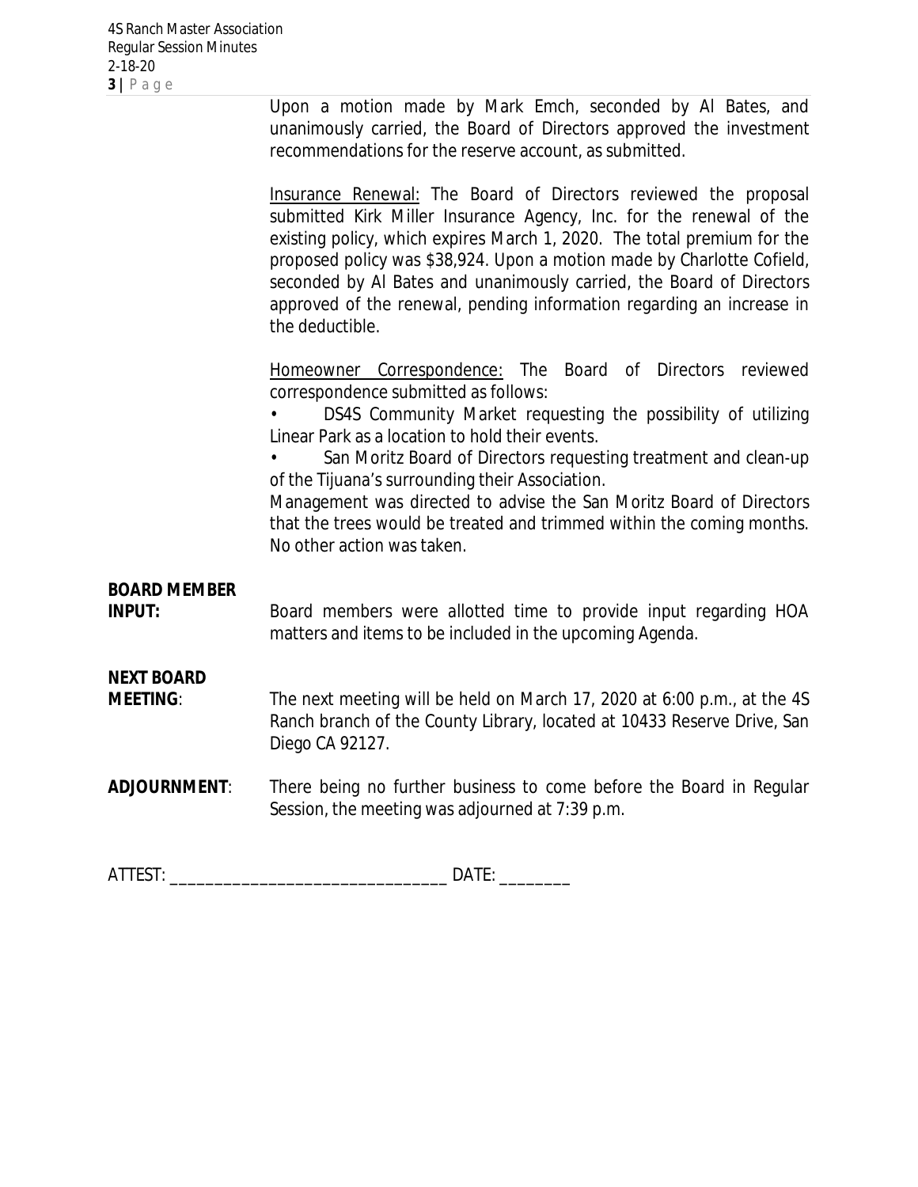Upon a motion made by Mark Emch, seconded by Al Bates, and unanimously carried, the Board of Directors approved the investment recommendations for the reserve account, as submitted.

<u>Insurance Renewal:</u> The Board of Directors reviewed the proposal submitted Kirk Miller Insurance Agency, Inc. for the renewal of the existing policy, which expires March 1, 2020. The total premium for the proposed policy was $38,924. Upon a motion made by Charlotte Cofield, seconded by Al Bates and unanimously carried, the Board of Directors approved of the renewal, pending information regarding an increase in the deductible.

<u>Homeowner Correspondence:</u> The Board of Directors reviewed correspondence submitted as follows:

- DS4S Community Market requesting the possibility of utilizing Linear Park as a location to hold their events.
- San Moritz Board of Directors requesting treatment and clean-up of the Tijuana's surrounding their Association.

Management was directed to advise the San Moritz Board of Directors that the trees would be treated and trimmed within the coming months. No other action was taken.

**BOARD MEMBER INPUT:** Board members were allotted time to provide input regarding HOA matters and items to be included in the upcoming Agenda.

**NEXT BOARD MEETING**: The next meeting will be held on March 17, 2020 at 6:00 p.m., at the 4S Ranch branch of the County Library, located at 10433 Reserve Drive, San Diego CA 92127.

**ADJOURNMENT**: There being no further business to come before the Board in Regular Session, the meeting was adjourned at 7:39 p.m.

ATTEST: ______________________________ DATE: ________